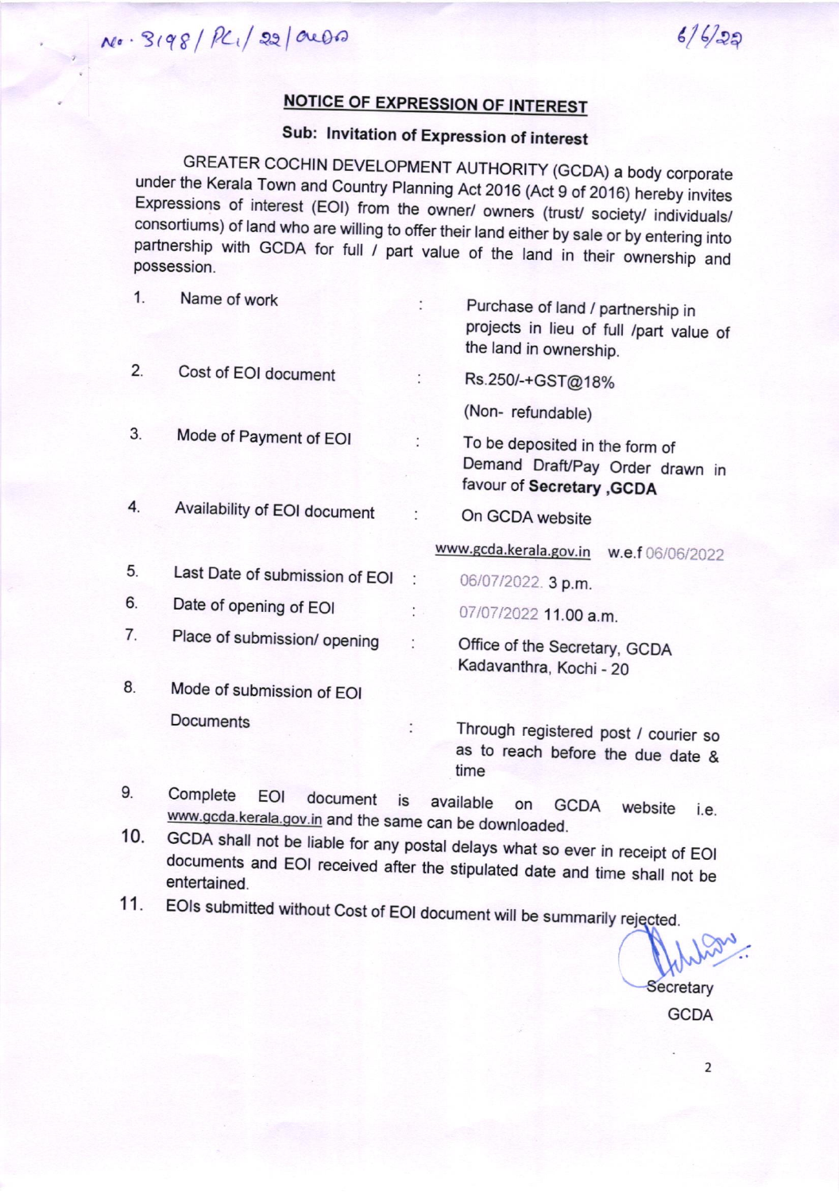No. 3198/ PL1/ 22/ പ്ലാൻ 6/6/22

## NOTICE OF EXPRESSION OF INTEREST

### Sub: Invitation of Expression of interest

GREATER COCHIN DEVELOPMENT AUTHORITY (GCDA) a body corporate under the Kerala Town and Country Planning Act 2016 (Act 9 of 2016) hereby invites Expressions of interest (EOI) from the owner/ owners (trust/ society/ individuals/ consortiums) of land who are willing to offer their land either by sale or by entering into partnership with GCDA for full / part value of the land in their ownership and possession.

| | | | |
|---|---|---|---|
| 1. | Name of work | : | Purchase of land / partnership in projects in lieu of full /part value of the land in ownership. |
| 2. | Cost of EOI document | : | Rs.250/-+GST@18% (Non- refundable) |
| 3. | Mode of Payment of EOI | : | To be deposited in the form of Demand Draft/Pay Order drawn in favour of **Secretary ,GCDA** |
| 4. | Availability of EOI document | : | On GCDA website www.gcda.kerala.gov.in w.e.f 06/06/2022 |
| 5. | Last Date of submission of EOI | : | 06/07/2022. 3 p.m. |
| 6. | Date of opening of EOI | : | 07/07/2022 11.00 a.m. |
| 7. | Place of submission/ opening | : | Office of the Secretary, GCDA Kadavanthra, Kochi - 20 |
| 8. | Mode of submission of EOI Documents | : | Through registered post / courier so as to reach before the due date & time |

9. Complete EOI document is available on GCDA website i.e. www.gcda.kerala.gov.in and the same can be downloaded.
10. GCDA shall not be liable for any postal delays what so ever in receipt of EOI documents and EOI received after the stipulated date and time shall not be entertained.
11. EOIs submitted without Cost of EOI document will be summarily rejected.

Secretary
GCDA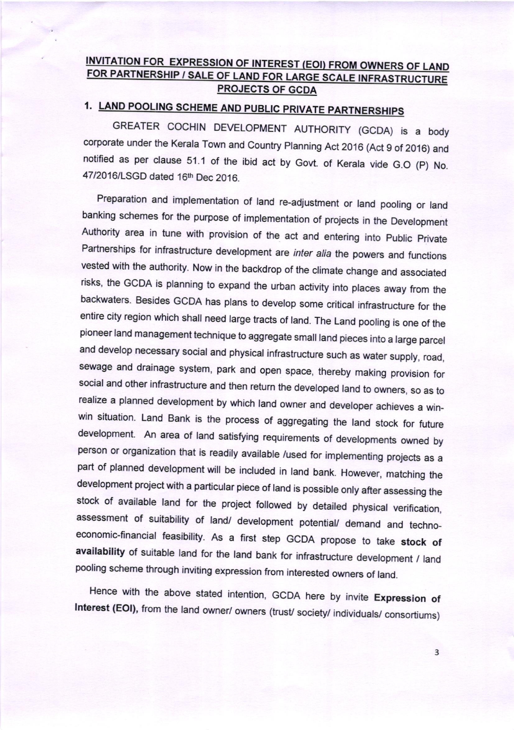## INVITATION FOR EXPRESSION OF INTEREST (EOI) FROM OWNERS OF LAND FOR PARTNERSHIP / SALE OF LAND FOR LARGE SCALE INFRASTRUCTURE PROJECTS OF GCDA

### 1. LAND POOLING SCHEME AND PUBLIC PRIVATE PARTNERSHIPS

GREATER COCHIN DEVELOPMENT AUTHORITY (GCDA) is a body corporate under the Kerala Town and Country Planning Act 2016 (Act 9 of 2016) and notified as per clause 51.1 of the ibid act by Govt. of Kerala vide G.O (P) No. 47/2016/LSGD dated 16th Dec 2016.

Preparation and implementation of land re-adjustment or land pooling or land banking schemes for the purpose of implementation of projects in the Development Authority area in tune with provision of the act and entering into Public Private Partnerships for infrastructure development are *inter alia* the powers and functions vested with the authority. Now in the backdrop of the climate change and associated risks, the GCDA is planning to expand the urban activity into places away from the backwaters. Besides GCDA has plans to develop some critical infrastructure for the entire city region which shall need large tracts of land. The Land pooling is one of the pioneer land management technique to aggregate small land pieces into a large parcel and develop necessary social and physical infrastructure such as water supply, road, sewage and drainage system, park and open space, thereby making provision for social and other infrastructure and then return the developed land to owners, so as to realize a planned development by which land owner and developer achieves a win-win situation. Land Bank is the process of aggregating the land stock for future development. An area of land satisfying requirements of developments owned by person or organization that is readily available /used for implementing projects as a part of planned development will be included in land bank. However, matching the development project with a particular piece of land is possible only after assessing the stock of available land for the project followed by detailed physical verification, assessment of suitability of land/ development potential/ demand and techno-economic-financial feasibility. As a first step GCDA propose to take **stock of availability** of suitable land for the land bank for infrastructure development / land pooling scheme through inviting expression from interested owners of land.

Hence with the above stated intention, GCDA here by invite **Expression of Interest (EOI),** from the land owner/ owners (trust/ society/ individuals/ consortiums)